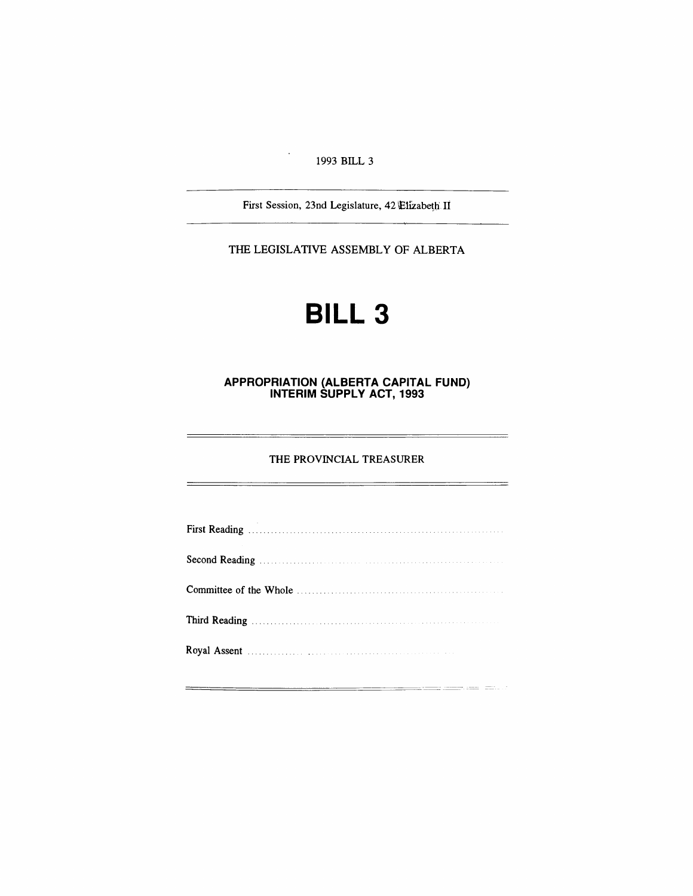1993 BILL 3

---

First Session, 23nd Legislature, 42 Elizabeth II

---

THE LEGISLATIVE ASSEMBLY OF ALBERTA

# BILL 3

## APPROPRIATION (ALBERTA CAPITAL FUND) INTERIM SUPPLY ACT, 1993

---

THE PROVINCIAL TREASURER

---

First Reading ..............................................................

Second Reading ..............................................................

Committee of the Whole ..............................................................

Third Reading ..............................................................

Royal Assent ..............................................................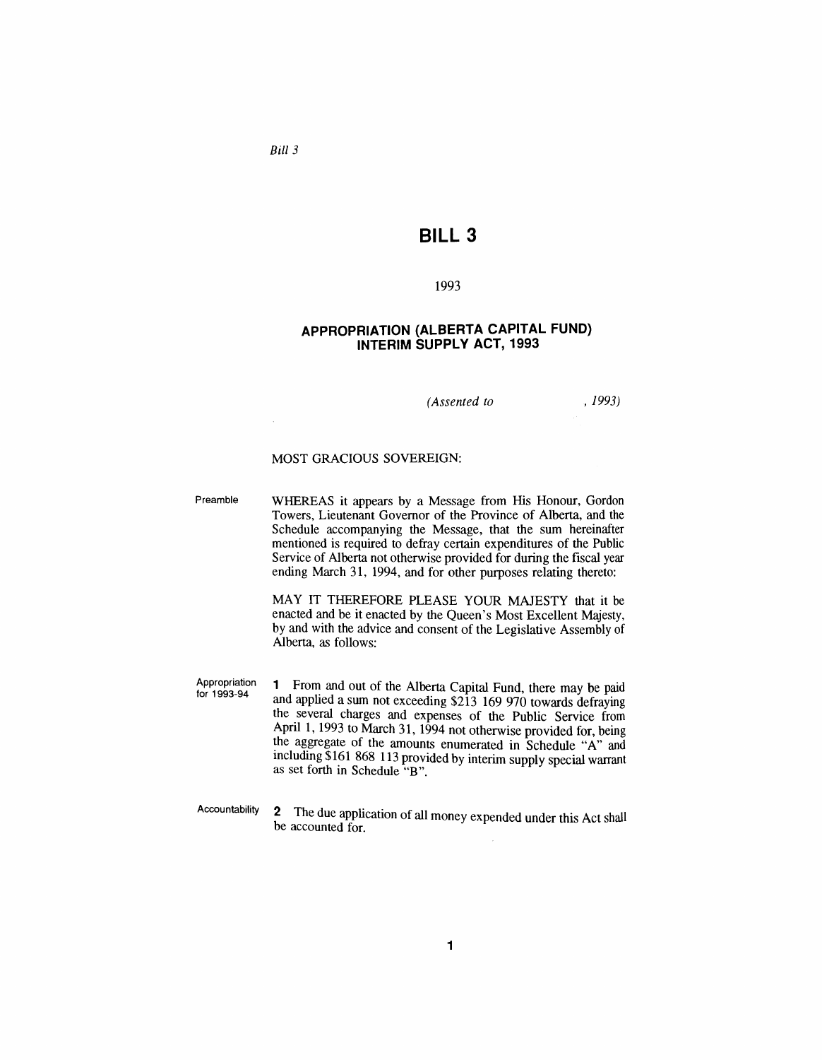*Bill 3*

# BILL 3

1993

## APPROPRIATION (ALBERTA CAPITAL FUND) INTERIM SUPPLY ACT, 1993

*(Assented to , 1993)*

MOST GRACIOUS SOVEREIGN:

Preamble

WHEREAS it appears by a Message from His Honour, Gordon Towers, Lieutenant Governor of the Province of Alberta, and the Schedule accompanying the Message, that the sum hereinafter mentioned is required to defray certain expenditures of the Public Service of Alberta not otherwise provided for during the fiscal year ending March 31, 1994, and for other purposes relating thereto:

MAY IT THEREFORE PLEASE YOUR MAJESTY that it be enacted and be it enacted by the Queen's Most Excellent Majesty, by and with the advice and consent of the Legislative Assembly of Alberta, as follows:

Appropriation for 1993-94

**1** From and out of the Alberta Capital Fund, there may be paid and applied a sum not exceeding $213 169 970 towards defraying the several charges and expenses of the Public Service from April 1, 1993 to March 31, 1994 not otherwise provided for, being the aggregate of the amounts enumerated in Schedule "A" and including $161 868 113 provided by interim supply special warrant as set forth in Schedule "B".

Accountability

**2** The due application of all money expended under this Act shall be accounted for.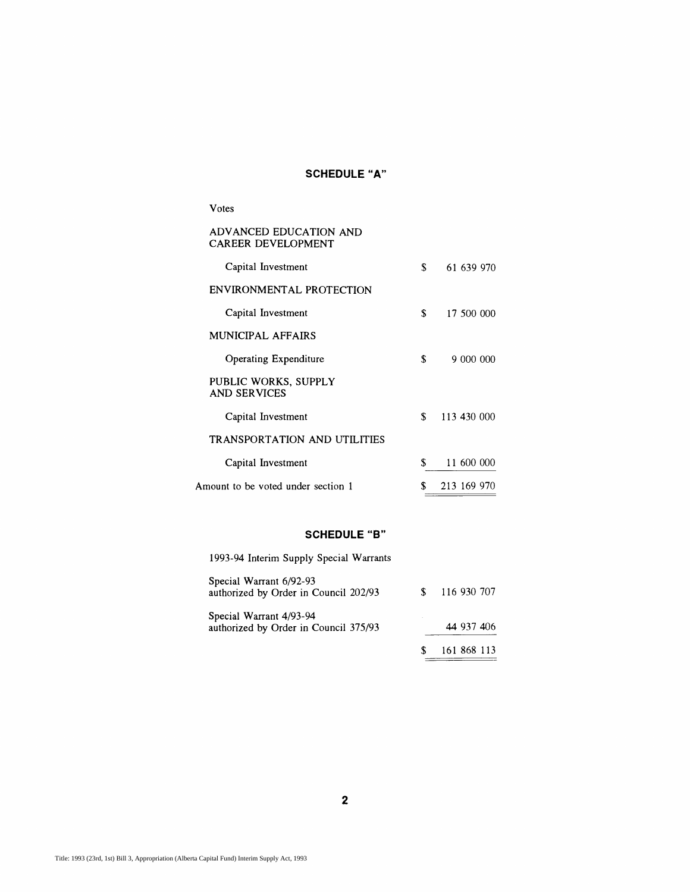## SCHEDULE "A"

| | | |
|---|---|---|
| Votes | | |
| ADVANCED EDUCATION AND CAREER DEVELOPMENT | | |
| Capital Investment | $ | 61 639 970 |
| ENVIRONMENTAL PROTECTION | | |
| Capital Investment | $ | 17 500 000 |
| MUNICIPAL AFFAIRS | | |
| Operating Expenditure | $ | 9 000 000 |
| PUBLIC WORKS, SUPPLY AND SERVICES | | |
| Capital Investment | $ | 113 430 000 |
| TRANSPORTATION AND UTILITIES | | |
| Capital Investment | $ | 11 600 000 |
| Amount to be voted under section 1 | $ | 213 169 970 |

## SCHEDULE "B"

| | | |
|---|---|---|
| 1993-94 Interim Supply Special Warrants | | |
| Special Warrant 6/92-93 authorized by Order in Council 202/93 | $ | 116 930 707 |
| Special Warrant 4/93-94 authorized by Order in Council 375/93 | | 44 937 406 |
| | $ | 161 868 113 |